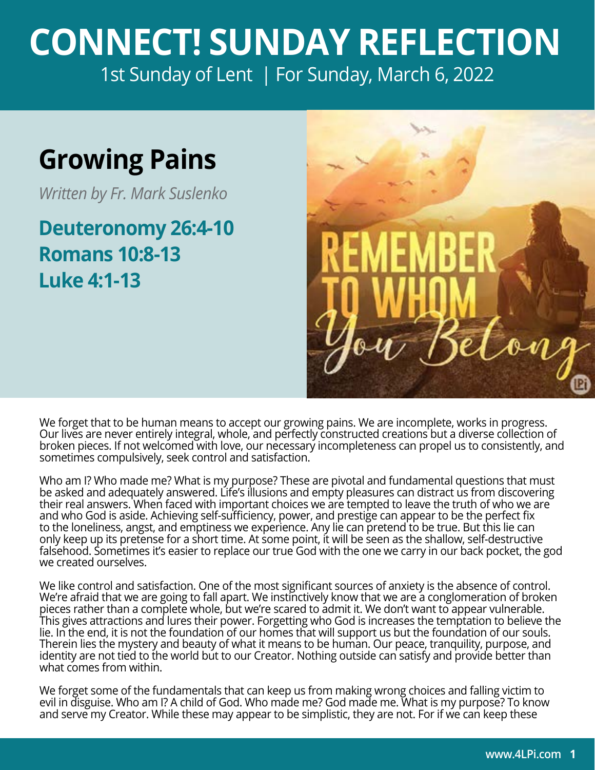# CONNECT! SUNDAY REFLECTION

1st Sunday of Lent | For Sunday, March 6, 2022

## Growing Pains

*Written by Fr. Mark Suslenko*

**Deuteronomy 26:4-10**
**Romans 10:8-13**
**Luke 4:1-13**

We forget that to be human means to accept our growing pains. We are incomplete, works in progress. Our lives are never entirely integral, whole, and perfectly constructed creations but a diverse collection of broken pieces. If not welcomed with love, our necessary incompleteness can propel us to consistently, and sometimes compulsively, seek control and satisfaction.

Who am I? Who made me? What is my purpose? These are pivotal and fundamental questions that must be asked and adequately answered. Life's illusions and empty pleasures can distract us from discovering their real answers. When faced with important choices we are tempted to leave the truth of who we are and who God is aside. Achieving self-sufficiency, power, and prestige can appear to be the perfect fix to the loneliness, angst, and emptiness we experience. Any lie can pretend to be true. But this lie can only keep up its pretense for a short time. At some point, it will be seen as the shallow, self-destructive falsehood. Sometimes it's easier to replace our true God with the one we carry in our back pocket, the god we created ourselves.

We like control and satisfaction. One of the most significant sources of anxiety is the absence of control. We're afraid that we are going to fall apart. We instinctively know that we are a conglomeration of broken pieces rather than a complete whole, but we're scared to admit it. We don't want to appear vulnerable. This gives attractions and lures their power. Forgetting who God is increases the temptation to believe the lie. In the end, it is not the foundation of our homes that will support us but the foundation of our souls. Therein lies the mystery and beauty of what it means to be human. Our peace, tranquility, purpose, and identity are not tied to the world but to our Creator. Nothing outside can satisfy and provide better than what comes from within.

We forget some of the fundamentals that can keep us from making wrong choices and falling victim to evil in disguise. Who am I? A child of God. Who made me? God made me. What is my purpose? To know and serve my Creator. While these may appear to be simplistic, they are not. For if we can keep these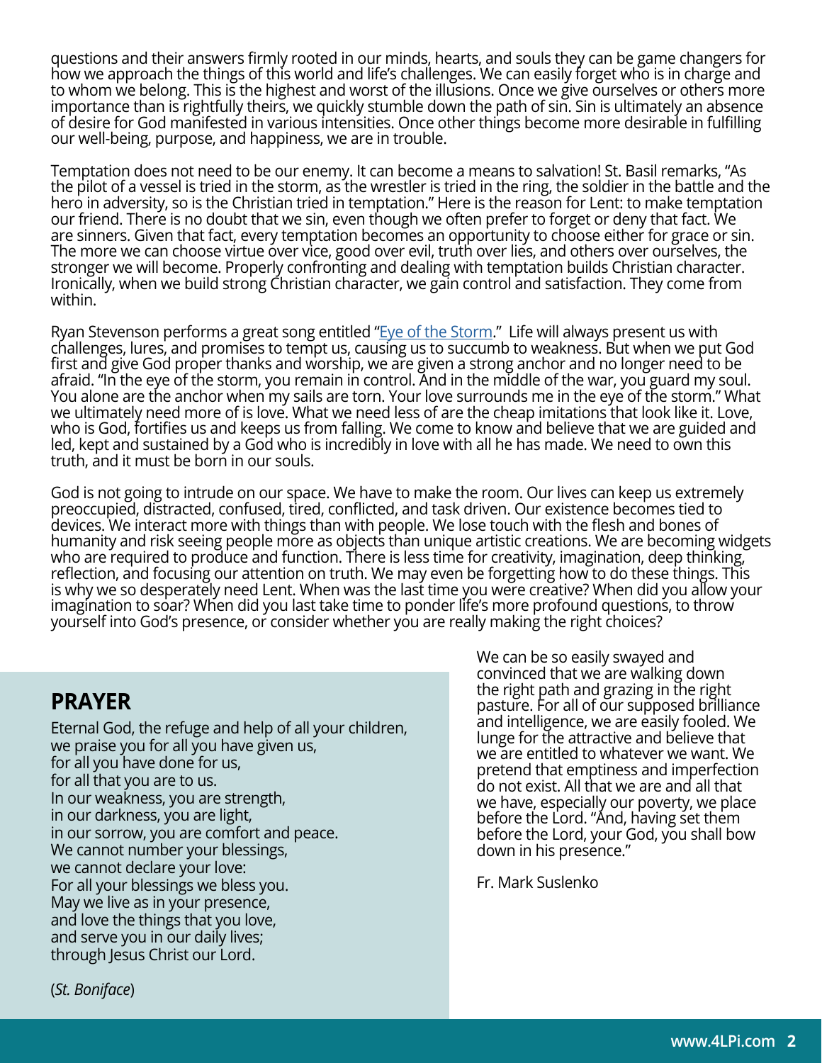questions and their answers firmly rooted in our minds, hearts, and souls they can be game changers for how we approach the things of this world and life's challenges. We can easily forget who is in charge and to whom we belong. This is the highest and worst of the illusions. Once we give ourselves or others more importance than is rightfully theirs, we quickly stumble down the path of sin. Sin is ultimately an absence of desire for God manifested in various intensities. Once other things become more desirable in fulfilling our well-being, purpose, and happiness, we are in trouble.

Temptation does not need to be our enemy. It can become a means to salvation! St. Basil remarks, "As the pilot of a vessel is tried in the storm, as the wrestler is tried in the ring, the soldier in the battle and the hero in adversity, so is the Christian tried in temptation." Here is the reason for Lent: to make temptation our friend. There is no doubt that we sin, even though we often prefer to forget or deny that fact. We are sinners. Given that fact, every temptation becomes an opportunity to choose either for grace or sin. The more we can choose virtue over vice, good over evil, truth over lies, and others over ourselves, the stronger we will become. Properly confronting and dealing with temptation builds Christian character. Ironically, when we build strong Christian character, we gain control and satisfaction. They come from within.

Ryan Stevenson performs a great song entitled "Eye of the Storm." Life will always present us with challenges, lures, and promises to tempt us, causing us to succumb to weakness. But when we put God first and give God proper thanks and worship, we are given a strong anchor and no longer need to be afraid. "In the eye of the storm, you remain in control. And in the middle of the war, you guard my soul. You alone are the anchor when my sails are torn. Your love surrounds me in the eye of the storm." What we ultimately need more of is love. What we need less of are the cheap imitations that look like it. Love, who is God, fortifies us and keeps us from falling. We come to know and believe that we are guided and led, kept and sustained by a God who is incredibly in love with all he has made. We need to own this truth, and it must be born in our souls.

God is not going to intrude on our space. We have to make the room. Our lives can keep us extremely preoccupied, distracted, confused, tired, conflicted, and task driven. Our existence becomes tied to devices. We interact more with things than with people. We lose touch with the flesh and bones of humanity and risk seeing people more as objects than unique artistic creations. We are becoming widgets who are required to produce and function. There is less time for creativity, imagination, deep thinking, reflection, and focusing our attention on truth. We may even be forgetting how to do these things. This is why we so desperately need Lent. When was the last time you were creative? When did you allow your imagination to soar? When did you last take time to ponder life's more profound questions, to throw yourself into God's presence, or consider whether you are really making the right choices?

We can be so easily swayed and convinced that we are walking down the right path and grazing in the right pasture. For all of our supposed brilliance and intelligence, we are easily fooled. We lunge for the attractive and believe that we are entitled to whatever we want. We pretend that emptiness and imperfection do not exist. All that we are and all that we have, especially our poverty, we place before the Lord. "And, having set them before the Lord, your God, you shall bow down in his presence."

Fr. Mark Suslenko

## PRAYER

Eternal God, the refuge and help of all your children,
we praise you for all you have given us,
for all you have done for us,
for all that you are to us.
In our weakness, you are strength,
in our darkness, you are light,
in our sorrow, you are comfort and peace.
We cannot number your blessings,
we cannot declare your love:
For all your blessings we bless you.
May we live as in your presence,
and love the things that you love,
and serve you in our daily lives;
through Jesus Christ our Lord.

(*St. Boniface*)